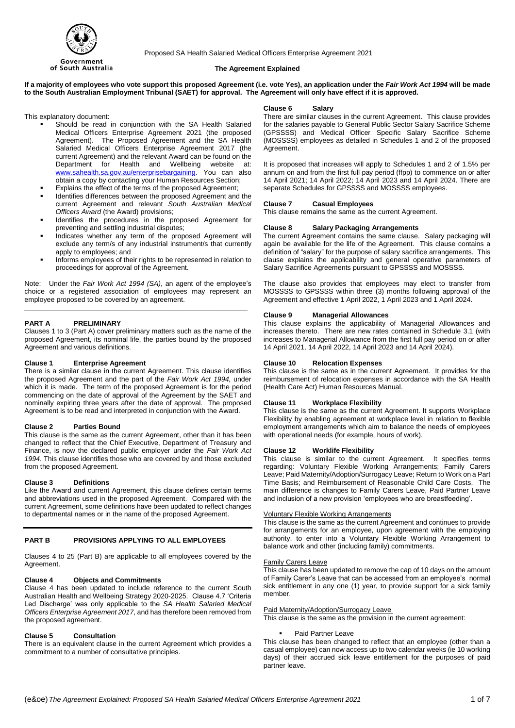Proposed SA Health Salaried Medical Officers Enterprise Agreement 2021

**The Agreement Explained**

**If a majority of employees who vote support this proposed Agreement (i.e. vote Yes), an application under the *Fair Work Act 1994* will be made to the South Australian Employment Tribunal (SAET) for approval. The Agreement will only have effect if it is approved.**

This explanatory document:

- Should be read in conjunction with the SA Health Salaried Medical Officers Enterprise Agreement 2021 (the proposed Agreement). The Proposed Agreement and the SA Health Salaried Medical Officers Enterprise Agreement 2017 (the current Agreement) and the relevant Award can be found on the Department for Health and Wellbeing website at: www.sahealth.sa.gov.au/enterprisebargaining. You can also obtain a copy by contacting your Human Resources Section;
- Explains the effect of the terms of the proposed Agreement;
- Identifies differences between the proposed Agreement and the current Agreement and relevant *South Australian Medical Officers Award* (the Award) provisions;
- Identifies the procedures in the proposed Agreement for preventing and settling industrial disputes;
- Indicates whether any term of the proposed Agreement will exclude any term/s of any industrial instrument/s that currently apply to employees; and
- Informs employees of their rights to be represented in relation to proceedings for approval of the Agreement.

Note: Under the *Fair Work Act 1994 (SA)*, an agent of the employee's choice or a registered association of employees may represent an employee proposed to be covered by an agreement.

## PART A PRELIMINARY

Clauses 1 to 3 (Part A) cover preliminary matters such as the name of the proposed Agreement, its nominal life, the parties bound by the proposed Agreement and various definitions.

### Clause 1 Enterprise Agreement

There is a similar clause in the current Agreement. This clause identifies the proposed Agreement and the part of the *Fair Work Act 1994,* under which it is made. The term of the proposed Agreement is for the period commencing on the date of approval of the Agreement by the SAET and nominally expiring three years after the date of approval. The proposed Agreement is to be read and interpreted in conjunction with the Award.

### Clause 2 Parties Bound

This clause is the same as the current Agreement, other than it has been changed to reflect that the Chief Executive, Department of Treasury and Finance, is now the declared public employer under the *Fair Work Act 1994*. This clause identifies those who are covered by and those excluded from the proposed Agreement.

### Clause 3 Definitions

Like the Award and current Agreement, this clause defines certain terms and abbreviations used in the proposed Agreement. Compared with the current Agreement, some definitions have been updated to reflect changes to departmental names or in the name of the proposed Agreement.

## PART B PROVISIONS APPLYING TO ALL EMPLOYEES

Clauses 4 to 25 (Part B) are applicable to all employees covered by the Agreement.

### Clause 4 Objects and Commitments

Clause 4 has been updated to include reference to the current South Australian Health and Wellbeing Strategy 2020-2025. Clause 4.7 'Criteria Led Discharge' was only applicable to the *SA Health Salaried Medical Officers Enterprise Agreement 2017*, and has therefore been removed from the proposed agreement.

### Clause 5 Consultation

There is an equivalent clause in the current Agreement which provides a commitment to a number of consultative principles.

### Clause 6 Salary

There are similar clauses in the current Agreement. This clause provides for the salaries payable to General Public Sector Salary Sacrifice Scheme (GPSSSS) and Medical Officer Specific Salary Sacrifice Scheme (MOSSSS) employees as detailed in Schedules 1 and 2 of the proposed Agreement.

It is proposed that increases will apply to Schedules 1 and 2 of 1.5% per annum on and from the first full pay period (ffpp) to commence on or after 14 April 2021; 14 April 2022; 14 April 2023 and 14 April 2024. There are separate Schedules for GPSSSS and MOSSSS employees.

### Clause 7 Casual Employees

This clause remains the same as the current Agreement.

### Clause 8 Salary Packaging Arrangements

The current Agreement contains the same clause. Salary packaging will again be available for the life of the Agreement. This clause contains a definition of "salary" for the purpose of salary sacrifice arrangements. This clause explains the applicability and general operative parameters of Salary Sacrifice Agreements pursuant to GPSSSS and MOSSSS.

The clause also provides that employees may elect to transfer from MOSSSS to GPSSSS within three (3) months following approval of the Agreement and effective 1 April 2022, 1 April 2023 and 1 April 2024.

### Clause 9 Managerial Allowances

This clause explains the applicability of Managerial Allowances and increases thereto. There are new rates contained in Schedule 3.1 (with increases to Managerial Allowance from the first full pay period on or after 14 April 2021, 14 April 2022, 14 April 2023 and 14 April 2024).

### Clause 10 Relocation Expenses

This clause is the same as in the current Agreement. It provides for the reimbursement of relocation expenses in accordance with the SA Health (Health Care Act) Human Resources Manual.

### Clause 11 Workplace Flexibility

This clause is the same as the current Agreement. It supports Workplace Flexibility by enabling agreement at workplace level in relation to flexible employment arrangements which aim to balance the needs of employees with operational needs (for example, hours of work).

### Clause 12 Worklife Flexibility

This clause is similar to the current Agreement. It specifies terms regarding: Voluntary Flexible Working Arrangements; Family Carers Leave; Paid Maternity/Adoption/Surrogacy Leave; Return to Work on a Part Time Basis; and Reimbursement of Reasonable Child Care Costs. The main difference is changes to Family Carers Leave, Paid Partner Leave and inclusion of a new provision 'employees who are breastfeeding'.

Voluntary Flexible Working Arrangements

This clause is the same as the current Agreement and continues to provide for arrangements for an employee, upon agreement with the employing authority, to enter into a Voluntary Flexible Working Arrangement to balance work and other (including family) commitments.

Family Carers Leave

This clause has been updated to remove the cap of 10 days on the amount of Family Carer's Leave that can be accessed from an employee's normal sick entitlement in any one (1) year, to provide support for a sick family member.

Paid Maternity/Adoption/Surrogacy Leave

This clause is the same as the provision in the current agreement:

- Paid Partner Leave

This clause has been changed to reflect that an employee (other than a casual employee) can now access up to two calendar weeks (ie 10 working days) of their accrued sick leave entitlement for the purposes of paid partner leave.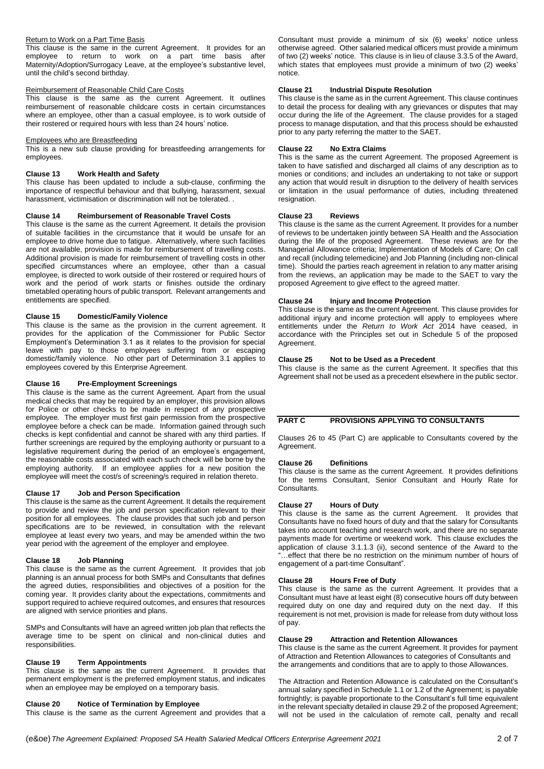#### Return to Work on a Part Time Basis

This clause is the same in the current Agreement. It provides for an employee to return to work on a part time basis after Maternity/Adoption/Surrogacy Leave, at the employee's substantive level, until the child's second birthday.

#### Reimbursement of Reasonable Child Care Costs

This clause is the same as the current Agreement. It outlines reimbursement of reasonable childcare costs in certain circumstances where an employee, other than a casual employee, is to work outside of their rostered or required hours with less than 24 hours' notice.

#### Employees who are Breastfeeding

This is a new sub clause providing for breastfeeding arrangements for employees.

### Clause 13 Work Health and Safety

This clause has been updated to include a sub-clause, confirming the importance of respectful behaviour and that bullying, harassment, sexual harassment, victimisation or discrimination will not be tolerated. .

### Clause 14 Reimbursement of Reasonable Travel Costs

This clause is the same as the current Agreement. It details the provision of suitable facilities in the circumstance that it would be unsafe for an employee to drive home due to fatigue. Alternatively, where such facilities are not available, provision is made for reimbursement of travelling costs. Additional provision is made for reimbursement of travelling costs in other specified circumstances where an employee, other than a casual employee, is directed to work outside of their rostered or required hours of work and the period of work starts or finishes outside the ordinary timetabled operating hours of public transport. Relevant arrangements and entitlements are specified.

### Clause 15 Domestic/Family Violence

This clause is the same as the provision in the current agreement. It provides for the application of the Commissioner for Public Sector Employment's Determination 3.1 as it relates to the provision for special leave with pay to those employees suffering from or escaping domestic/family violence. No other part of Determination 3.1 applies to employees covered by this Enterprise Agreement.

### Clause 16 Pre-Employment Screenings

This clause is the same as the current Agreement. Apart from the usual medical checks that may be required by an employer, this provision allows for Police or other checks to be made in respect of any prospective employee. The employer must first gain permission from the prospective employee before a check can be made. Information gained through such checks is kept confidential and cannot be shared with any third parties. If further screenings are required by the employing authority or pursuant to a legislative requirement during the period of an employee's engagement, the reasonable costs associated with each such check will be borne by the employing authority. If an employee applies for a new position the employee will meet the cost/s of screening/s required in relation thereto.

### Clause 17 Job and Person Specification

This clause is the same as the current Agreement. It details the requirement to provide and review the job and person specification relevant to their position for all employees. The clause provides that such job and person specifications are to be reviewed, in consultation with the relevant employee at least every two years, and may be amended within the two year period with the agreement of the employer and employee.

### Clause 18 Job Planning

This clause is the same as the current Agreement. It provides that job planning is an annual process for both SMPs and Consultants that defines the agreed duties, responsibilities and objectives of a position for the coming year. It provides clarity about the expectations, commitments and support required to achieve required outcomes, and ensures that resources are aligned with service priorities and plans.

SMPs and Consultants will have an agreed written job plan that reflects the average time to be spent on clinical and non-clinical duties and responsibilities.

### Clause 19 Term Appointments

This clause is the same as the current Agreement. It provides that permanent employment is the preferred employment status, and indicates when an employee may be employed on a temporary basis.

### Clause 20 Notice of Termination by Employee

This clause is the same as the current Agreement and provides that a Consultant must provide a minimum of six (6) weeks' notice unless otherwise agreed. Other salaried medical officers must provide a minimum of two (2) weeks' notice. This clause is in lieu of clause 3.3.5 of the Award, which states that employees must provide a minimum of two (2) weeks' notice.

### Clause 21 Industrial Dispute Resolution

This clause is the same as in the current Agreement. This clause continues to detail the process for dealing with any grievances or disputes that may occur during the life of the Agreement. The clause provides for a staged process to manage disputation, and that this process should be exhausted prior to any party referring the matter to the SAET.

### Clause 22 No Extra Claims

This is the same as the current Agreement. The proposed Agreement is taken to have satisfied and discharged all claims of any description as to monies or conditions; and includes an undertaking to not take or support any action that would result in disruption to the delivery of health services or limitation in the usual performance of duties, including threatened resignation.

### Clause 23 Reviews

This clause is the same as the current Agreement. It provides for a number of reviews to be undertaken jointly between SA Health and the Association during the life of the proposed Agreement. These reviews are for the Managerial Allowance criteria; Implementation of Models of Care; On call and recall (including telemedicine) and Job Planning (including non-clinical time). Should the parties reach agreement in relation to any matter arising from the reviews, an application may be made to the SAET to vary the proposed Agreement to give effect to the agreed matter.

### Clause 24 Injury and Income Protection

This clause is the same as the current Agreement. This clause provides for additional injury and income protection will apply to employees where entitlements under the *Return to Work Act* 2014 have ceased, in accordance with the Principles set out in Schedule 5 of the proposed Agreement.

### Clause 25 Not to be Used as a Precedent

This clause is the same as the current Agreement. It specifies that this Agreement shall not be used as a precedent elsewhere in the public sector.

## PART C PROVISIONS APPLYING TO CONSULTANTS

Clauses 26 to 45 (Part C) are applicable to Consultants covered by the Agreement.

### Clause 26 Definitions

This clause is the same as the current Agreement. It provides definitions for the terms Consultant, Senior Consultant and Hourly Rate for Consultants.

### Clause 27 Hours of Duty

This clause is the same as the current Agreement. It provides that Consultants have no fixed hours of duty and that the salary for Consultants takes into account teaching and research work, and there are no separate payments made for overtime or weekend work. This clause excludes the application of clause 3.1.1.3 (ii), second sentence of the Award to the "…effect that there be no restriction on the minimum number of hours of engagement of a part-time Consultant".

### Clause 28 Hours Free of Duty

This clause is the same as the current Agreement. It provides that a Consultant must have at least eight (8) consecutive hours off duty between required duty on one day and required duty on the next day. If this requirement is not met, provision is made for release from duty without loss of pay.

### Clause 29 Attraction and Retention Allowances

This clause is the same as the current Agreement. It provides for payment of Attraction and Retention Allowances to categories of Consultants and the arrangements and conditions that are to apply to those Allowances.

The Attraction and Retention Allowance is calculated on the Consultant's annual salary specified in Schedule 1.1 or 1.2 of the Agreement; is payable fortnightly; is payable proportionate to the Consultant's full time equivalent in the relevant specialty detailed in clause 29.2 of the proposed Agreement; will not be used in the calculation of remote call, penalty and recall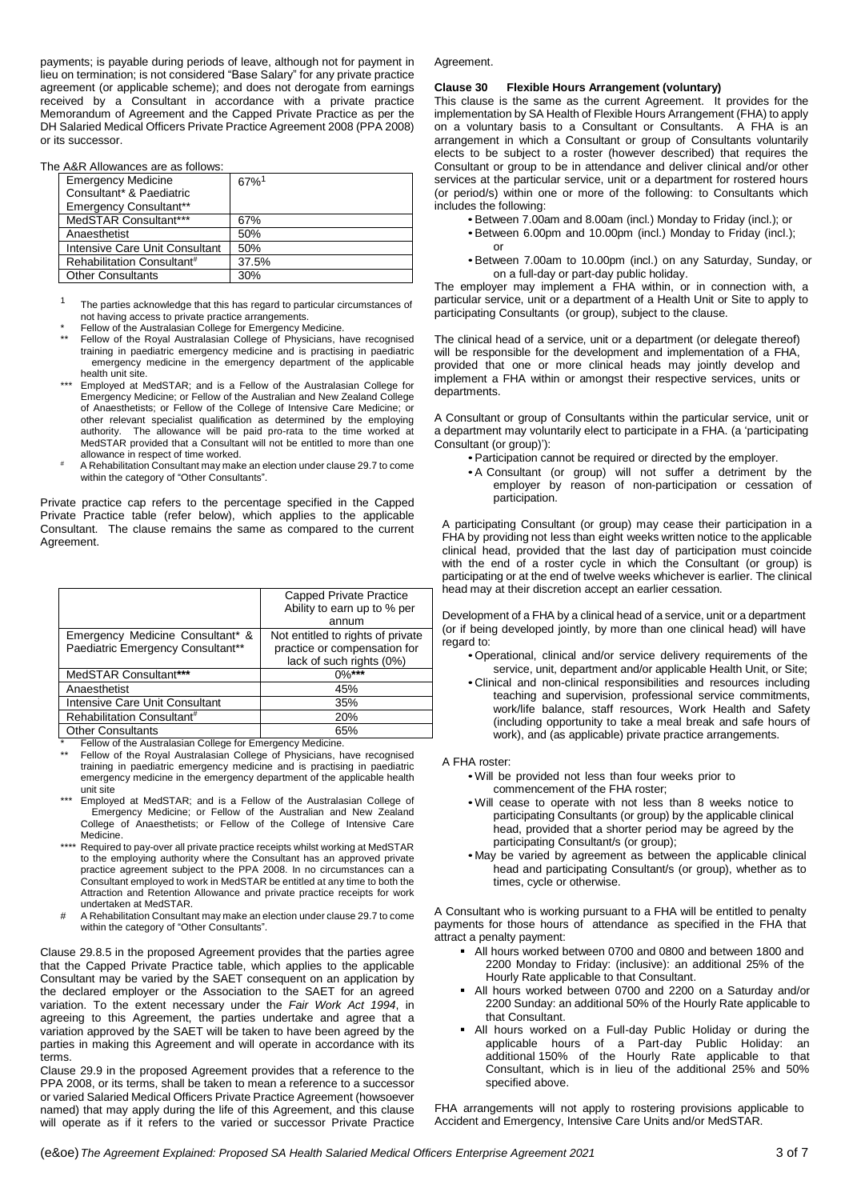payments; is payable during periods of leave, although not for payment in lieu on termination; is not considered "Base Salary" for any private practice agreement (or applicable scheme); and does not derogate from earnings received by a Consultant in accordance with a private practice Memorandum of Agreement and the Capped Private Practice as per the DH Salaried Medical Officers Private Practice Agreement 2008 (PPA 2008) or its successor.

The A&R Allowances are as follows:

| | |
|---|---|
| Emergency Medicine Consultant* & Paediatric Emergency Consultant** | 67%[1] |
| MedSTAR Consultant*** | 67% |
| Anaesthetist | 50% |
| Intensive Care Unit Consultant | 50% |
| Rehabilitation Consultant# | 37.5% |
| Other Consultants | 30% |

[1] The parties acknowledge that this has regard to particular circumstances of not having access to private practice arrangements.

\* Fellow of the Australasian College for Emergency Medicine.

\** Fellow of the Royal Australasian College of Physicians, have recognised training in paediatric emergency medicine and is practising in paediatric emergency medicine in the emergency department of the applicable health unit site.

\*** Employed at MedSTAR; and is a Fellow of the Australasian College for Emergency Medicine; or Fellow of the Australian and New Zealand College of Anaesthetists; or Fellow of the College of Intensive Care Medicine; or other relevant specialist qualification as determined by the employing authority. The allowance will be paid pro-rata to the time worked at MedSTAR provided that a Consultant will not be entitled to more than one allowance in respect of time worked.

\# A Rehabilitation Consultant may make an election under clause 29.7 to come within the category of "Other Consultants".

Private practice cap refers to the percentage specified in the Capped Private Practice table (refer below), which applies to the applicable Consultant. The clause remains the same as compared to the current Agreement.

| | Capped Private Practice Ability to earn up to % per annum |
|---|---|
| Emergency Medicine Consultant* & Paediatric Emergency Consultant** | Not entitled to rights of private practice or compensation for lack of such rights (0%) |
| MedSTAR Consultant*** | 0%**** |
| Anaesthetist | 45% |
| Intensive Care Unit Consultant | 35% |
| Rehabilitation Consultant# | 20% |
| Other Consultants | 65% |

\* Fellow of the Australasian College for Emergency Medicine.

\** Fellow of the Royal Australasian College of Physicians, have recognised training in paediatric emergency medicine and is practising in paediatric emergency medicine in the emergency department of the applicable health unit site

\*** Employed at MedSTAR; and is a Fellow of the Australasian College of Emergency Medicine; or Fellow of the Australian and New Zealand College of Anaesthetists; or Fellow of the College of Intensive Care Medicine.

\**** Required to pay-over all private practice receipts whilst working at MedSTAR to the employing authority where the Consultant has an approved private practice agreement subject to the PPA 2008. In no circumstances can a Consultant employed to work in MedSTAR be entitled at any time to both the Attraction and Retention Allowance and private practice receipts for work undertaken at MedSTAR.

\# A Rehabilitation Consultant may make an election under clause 29.7 to come within the category of "Other Consultants".

Clause 29.8.5 in the proposed Agreement provides that the parties agree that the Capped Private Practice table, which applies to the applicable Consultant may be varied by the SAET consequent on an application by the declared employer or the Association to the SAET for an agreed variation. To the extent necessary under the *Fair Work Act 1994*, in agreeing to this Agreement, the parties undertake and agree that a variation approved by the SAET will be taken to have been agreed by the parties in making this Agreement and will operate in accordance with its terms.

Clause 29.9 in the proposed Agreement provides that a reference to the PPA 2008, or its terms, shall be taken to mean a reference to a successor or varied Salaried Medical Officers Private Practice Agreement (howsoever named) that may apply during the life of this Agreement, and this clause will operate as if it refers to the varied or successor Private Practice Agreement.

### Clause 30 Flexible Hours Arrangement (voluntary)

This clause is the same as the current Agreement. It provides for the implementation by SA Health of Flexible Hours Arrangement (FHA) to apply on a voluntary basis to a Consultant or Consultants. A FHA is an arrangement in which a Consultant or group of Consultants voluntarily elects to be subject to a roster (however described) that requires the Consultant or group to be in attendance and deliver clinical and/or other services at the particular service, unit or a department for rostered hours (or period/s) within one or more of the following: to Consultants which includes the following:

- Between 7.00am and 8.00am (incl.) Monday to Friday (incl.); or
- Between 6.00pm and 10.00pm (incl.) Monday to Friday (incl.); or
- Between 7.00am to 10.00pm (incl.) on any Saturday, Sunday, or on a full-day or part-day public holiday.

The employer may implement a FHA within, or in connection with, a particular service, unit or a department of a Health Unit or Site to apply to participating Consultants (or group), subject to the clause.

The clinical head of a service, unit or a department (or delegate thereof) will be responsible for the development and implementation of a FHA, provided that one or more clinical heads may jointly develop and implement a FHA within or amongst their respective services, units or departments.

A Consultant or group of Consultants within the particular service, unit or a department may voluntarily elect to participate in a FHA. (a 'participating Consultant (or group)'):

- Participation cannot be required or directed by the employer.
- A Consultant (or group) will not suffer a detriment by the employer by reason of non-participation or cessation of participation.

A participating Consultant (or group) may cease their participation in a FHA by providing not less than eight weeks written notice to the applicable clinical head, provided that the last day of participation must coincide with the end of a roster cycle in which the Consultant (or group) is participating or at the end of twelve weeks whichever is earlier. The clinical head may at their discretion accept an earlier cessation.

Development of a FHA by a clinical head of a service, unit or a department (or if being developed jointly, by more than one clinical head) will have regard to:

- Operational, clinical and/or service delivery requirements of the service, unit, department and/or applicable Health Unit, or Site;
- Clinical and non-clinical responsibilities and resources including teaching and supervision, professional service commitments, work/life balance, staff resources, Work Health and Safety (including opportunity to take a meal break and safe hours of work), and (as applicable) private practice arrangements.

A FHA roster:

- Will be provided not less than four weeks prior to commencement of the FHA roster;
- Will cease to operate with not less than 8 weeks notice to participating Consultants (or group) by the applicable clinical head, provided that a shorter period may be agreed by the participating Consultant/s (or group);
- May be varied by agreement as between the applicable clinical head and participating Consultant/s (or group), whether as to times, cycle or otherwise.

A Consultant who is working pursuant to a FHA will be entitled to penalty payments for those hours of attendance as specified in the FHA that attract a penalty payment:

- All hours worked between 0700 and 0800 and between 1800 and 2200 Monday to Friday: (inclusive): an additional 25% of the Hourly Rate applicable to that Consultant.
- All hours worked between 0700 and 2200 on a Saturday and/or 2200 Sunday: an additional 50% of the Hourly Rate applicable to that Consultant.
- All hours worked on a Full-day Public Holiday or during the applicable hours of a Part-day Public Holiday: an additional 150% of the Hourly Rate applicable to that Consultant, which is in lieu of the additional 25% and 50% specified above.

FHA arrangements will not apply to rostering provisions applicable to Accident and Emergency, Intensive Care Units and/or MedSTAR.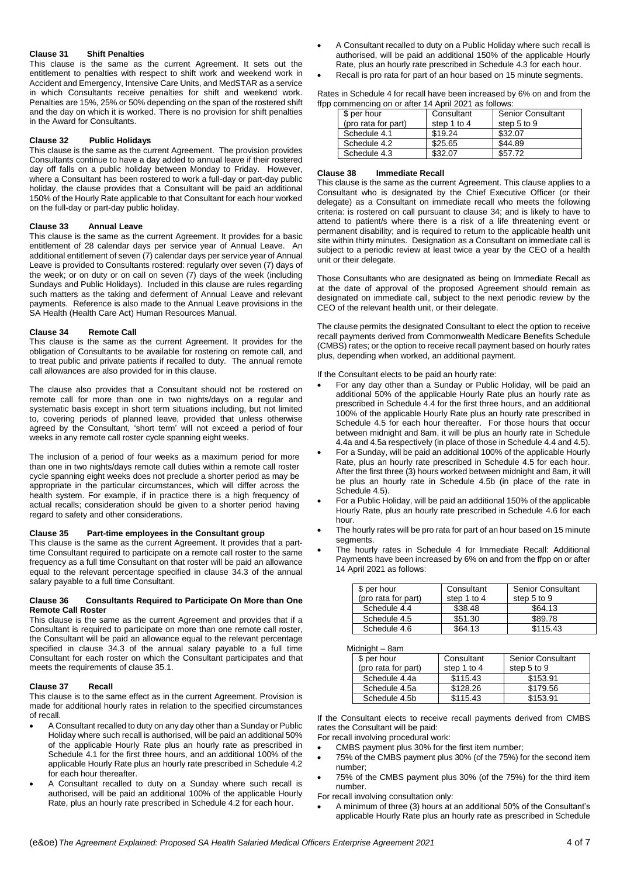### Clause 31 Shift Penalties

This clause is the same as the current Agreement. It sets out the entitlement to penalties with respect to shift work and weekend work in Accident and Emergency, Intensive Care Units, and MedSTAR as a service in which Consultants receive penalties for shift and weekend work. Penalties are 15%, 25% or 50% depending on the span of the rostered shift and the day on which it is worked. There is no provision for shift penalties in the Award for Consultants.

### Clause 32 Public Holidays

This clause is the same as the current Agreement. The provision provides Consultants continue to have a day added to annual leave if their rostered day off falls on a public holiday between Monday to Friday. However, where a Consultant has been rostered to work a full-day or part-day public holiday, the clause provides that a Consultant will be paid an additional 150% of the Hourly Rate applicable to that Consultant for each hour worked on the full-day or part-day public holiday.

### Clause 33 Annual Leave

This clause is the same as the current Agreement. It provides for a basic entitlement of 28 calendar days per service year of Annual Leave. An additional entitlement of seven (7) calendar days per service year of Annual Leave is provided to Consultants rostered: regularly over seven (7) days of the week; or on duty or on call on seven (7) days of the week (including Sundays and Public Holidays). Included in this clause are rules regarding such matters as the taking and deferment of Annual Leave and relevant payments. Reference is also made to the Annual Leave provisions in the SA Health (Health Care Act) Human Resources Manual.

### Clause 34 Remote Call

This clause is the same as the current Agreement. It provides for the obligation of Consultants to be available for rostering on remote call, and to treat public and private patients if recalled to duty. The annual remote call allowances are also provided for in this clause.

The clause also provides that a Consultant should not be rostered on remote call for more than one in two nights/days on a regular and systematic basis except in short term situations including, but not limited to, covering periods of planned leave, provided that unless otherwise agreed by the Consultant, 'short term' will not exceed a period of four weeks in any remote call roster cycle spanning eight weeks.

The inclusion of a period of four weeks as a maximum period for more than one in two nights/days remote call duties within a remote call roster cycle spanning eight weeks does not preclude a shorter period as may be appropriate in the particular circumstances, which will differ across the health system. For example, if in practice there is a high frequency of actual recalls; consideration should be given to a shorter period having regard to safety and other considerations.

### Clause 35 Part-time employees in the Consultant group

This clause is the same as the current Agreement. It provides that a part-time Consultant required to participate on a remote call roster to the same frequency as a full time Consultant on that roster will be paid an allowance equal to the relevant percentage specified in clause 34.3 of the annual salary payable to a full time Consultant.

### Clause 36 Consultants Required to Participate On More than One Remote Call Roster

This clause is the same as the current Agreement and provides that if a Consultant is required to participate on more than one remote call roster, the Consultant will be paid an allowance equal to the relevant percentage specified in clause 34.3 of the annual salary payable to a full time Consultant for each roster on which the Consultant participates and that meets the requirements of clause 35.1.

### Clause 37 Recall

This clause is to the same effect as in the current Agreement. Provision is made for additional hourly rates in relation to the specified circumstances of recall.

- A Consultant recalled to duty on any day other than a Sunday or Public Holiday where such recall is authorised, will be paid an additional 50% of the applicable Hourly Rate plus an hourly rate as prescribed in Schedule 4.1 for the first three hours, and an additional 100% of the applicable Hourly Rate plus an hourly rate prescribed in Schedule 4.2 for each hour thereafter.
- A Consultant recalled to duty on a Sunday where such recall is authorised, will be paid an additional 100% of the applicable Hourly Rate, plus an hourly rate prescribed in Schedule 4.2 for each hour.
- A Consultant recalled to duty on a Public Holiday where such recall is authorised, will be paid an additional 150% of the applicable Hourly Rate, plus an hourly rate prescribed in Schedule 4.3 for each hour.
- Recall is pro rata for part of an hour based on 15 minute segments.

Rates in Schedule 4 for recall have been increased by 6% on and from the ffpp commencing on or after 14 April 2021 as follows:

| $ per hour (pro rata for part) | Consultant step 1 to 4 | Senior Consultant step 5 to 9 |
|---|---|---|
| Schedule 4.1 | $19.24 | $32.07 |
| Schedule 4.2 | $25.65 | $44.89 |
| Schedule 4.3 | $32.07 | $57.72 |

### Clause 38 Immediate Recall

This clause is the same as the current Agreement. This clause applies to a Consultant who is designated by the Chief Executive Officer (or their delegate) as a Consultant on immediate recall who meets the following criteria: is rostered on call pursuant to clause 34; and is likely to have to attend to patient/s where there is a risk of a life threatening event or permanent disability; and is required to return to the applicable health unit site within thirty minutes. Designation as a Consultant on immediate call is subject to a periodic review at least twice a year by the CEO of a health unit or their delegate.

Those Consultants who are designated as being on Immediate Recall as at the date of approval of the proposed Agreement should remain as designated on immediate call, subject to the next periodic review by the CEO of the relevant health unit, or their delegate.

The clause permits the designated Consultant to elect the option to receive recall payments derived from Commonwealth Medicare Benefits Schedule (CMBS) rates; or the option to receive recall payment based on hourly rates plus, depending when worked, an additional payment.

If the Consultant elects to be paid an hourly rate:

- For any day other than a Sunday or Public Holiday, will be paid an additional 50% of the applicable Hourly Rate plus an hourly rate as prescribed in Schedule 4.4 for the first three hours, and an additional 100% of the applicable Hourly Rate plus an hourly rate prescribed in Schedule 4.5 for each hour thereafter. For those hours that occur between midnight and 8am, it will be plus an hourly rate in Schedule 4.4a and 4.5a respectively (in place of those in Schedule 4.4 and 4.5).
- For a Sunday, will be paid an additional 100% of the applicable Hourly Rate, plus an hourly rate prescribed in Schedule 4.5 for each hour. After the first three (3) hours worked between midnight and 8am, it will be plus an hourly rate in Schedule 4.5b (in place of the rate in Schedule 4.5).
- For a Public Holiday, will be paid an additional 150% of the applicable Hourly Rate, plus an hourly rate prescribed in Schedule 4.6 for each hour.
- The hourly rates will be pro rata for part of an hour based on 15 minute segments.
- The hourly rates in Schedule 4 for Immediate Recall: Additional Payments have been increased by 6% on and from the ffpp on or after 14 April 2021 as follows:

| $ per hour (pro rata for part) | Consultant step 1 to 4 | Senior Consultant step 5 to 9 |
|---|---|---|
| Schedule 4.4 | $38.48 | $64.13 |
| Schedule 4.5 | $51.30 | $89.78 |
| Schedule 4.6 | $64.13 | $115.43 |

Midnight – 8am

| $ per hour (pro rata for part) | Consultant step 1 to 4 | Senior Consultant step 5 to 9 |
|---|---|---|
| Schedule 4.4a | $115.43 | $153.91 |
| Schedule 4.5a | $128.26 | $179.56 |
| Schedule 4.5b | $115.43 | $153.91 |

If the Consultant elects to receive recall payments derived from CMBS rates the Consultant will be paid:

For recall involving procedural work:

- CMBS payment plus 30% for the first item number;
- 75% of the CMBS payment plus 30% (of the 75%) for the second item number;
- 75% of the CMBS payment plus 30% (of the 75%) for the third item number.

For recall involving consultation only:

- A minimum of three (3) hours at an additional 50% of the Consultant's applicable Hourly Rate plus an hourly rate as prescribed in Schedule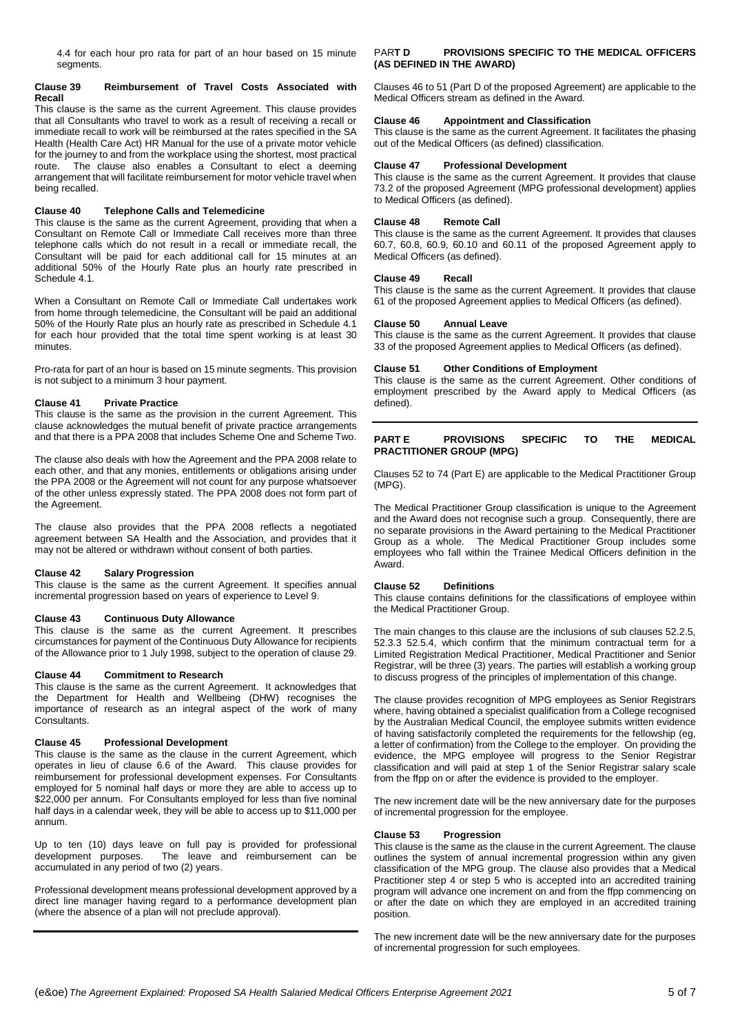4.4 for each hour pro rata for part of an hour based on 15 minute segments.

### Clause 39 Reimbursement of Travel Costs Associated with Recall

This clause is the same as the current Agreement. This clause provides that all Consultants who travel to work as a result of receiving a recall or immediate recall to work will be reimbursed at the rates specified in the SA Health (Health Care Act) HR Manual for the use of a private motor vehicle for the journey to and from the workplace using the shortest, most practical route. The clause also enables a Consultant to elect a deeming arrangement that will facilitate reimbursement for motor vehicle travel when being recalled.

### Clause 40 Telephone Calls and Telemedicine

This clause is the same as the current Agreement, providing that when a Consultant on Remote Call or Immediate Call receives more than three telephone calls which do not result in a recall or immediate recall, the Consultant will be paid for each additional call for 15 minutes at an additional 50% of the Hourly Rate plus an hourly rate prescribed in Schedule 4.1.

When a Consultant on Remote Call or Immediate Call undertakes work from home through telemedicine, the Consultant will be paid an additional 50% of the Hourly Rate plus an hourly rate as prescribed in Schedule 4.1 for each hour provided that the total time spent working is at least 30 minutes.

Pro-rata for part of an hour is based on 15 minute segments. This provision is not subject to a minimum 3 hour payment.

### Clause 41 Private Practice

This clause is the same as the provision in the current Agreement. This clause acknowledges the mutual benefit of private practice arrangements and that there is a PPA 2008 that includes Scheme One and Scheme Two.

The clause also deals with how the Agreement and the PPA 2008 relate to each other, and that any monies, entitlements or obligations arising under the PPA 2008 or the Agreement will not count for any purpose whatsoever of the other unless expressly stated. The PPA 2008 does not form part of the Agreement.

The clause also provides that the PPA 2008 reflects a negotiated agreement between SA Health and the Association, and provides that it may not be altered or withdrawn without consent of both parties.

### Clause 42 Salary Progression

This clause is the same as the current Agreement. It specifies annual incremental progression based on years of experience to Level 9.

### Clause 43 Continuous Duty Allowance

This clause is the same as the current Agreement. It prescribes circumstances for payment of the Continuous Duty Allowance for recipients of the Allowance prior to 1 July 1998, subject to the operation of clause 29.

### Clause 44 Commitment to Research

This clause is the same as the current Agreement. It acknowledges that the Department for Health and Wellbeing (DHW) recognises the importance of research as an integral aspect of the work of many Consultants.

### Clause 45 Professional Development

This clause is the same as the clause in the current Agreement, which operates in lieu of clause 6.6 of the Award. This clause provides for reimbursement for professional development expenses. For Consultants employed for 5 nominal half days or more they are able to access up to $22,000 per annum. For Consultants employed for less than five nominal half days in a calendar week, they will be able to access up to $11,000 per annum.

Up to ten (10) days leave on full pay is provided for professional development purposes. The leave and reimbursement can be accumulated in any period of two (2) years.

Professional development means professional development approved by a direct line manager having regard to a performance development plan (where the absence of a plan will not preclude approval).

## PART D PROVISIONS SPECIFIC TO THE MEDICAL OFFICERS (AS DEFINED IN THE AWARD)

Clauses 46 to 51 (Part D of the proposed Agreement) are applicable to the Medical Officers stream as defined in the Award.

### Clause 46 Appointment and Classification

This clause is the same as the current Agreement. It facilitates the phasing out of the Medical Officers (as defined) classification.

### Clause 47 Professional Development

This clause is the same as the current Agreement. It provides that clause 73.2 of the proposed Agreement (MPG professional development) applies to Medical Officers (as defined).

### Clause 48 Remote Call

This clause is the same as the current Agreement. It provides that clauses 60.7, 60.8, 60.9, 60.10 and 60.11 of the proposed Agreement apply to Medical Officers (as defined).

### Clause 49 Recall

This clause is the same as the current Agreement. It provides that clause 61 of the proposed Agreement applies to Medical Officers (as defined).

### Clause 50 Annual Leave

This clause is the same as the current Agreement. It provides that clause 33 of the proposed Agreement applies to Medical Officers (as defined).

### Clause 51 Other Conditions of Employment

This clause is the same as the current Agreement. Other conditions of employment prescribed by the Award apply to Medical Officers (as defined).

## PART E PROVISIONS SPECIFIC TO THE MEDICAL PRACTITIONER GROUP (MPG)

Clauses 52 to 74 (Part E) are applicable to the Medical Practitioner Group (MPG).

The Medical Practitioner Group classification is unique to the Agreement and the Award does not recognise such a group. Consequently, there are no separate provisions in the Award pertaining to the Medical Practitioner Group as a whole. The Medical Practitioner Group includes some employees who fall within the Trainee Medical Officers definition in the Award.

### Clause 52 Definitions

This clause contains definitions for the classifications of employee within the Medical Practitioner Group.

The main changes to this clause are the inclusions of sub clauses 52.2.5, 52.3.3 52.5.4, which confirm that the minimum contractual term for a Limited Registration Medical Practitioner, Medical Practitioner and Senior Registrar, will be three (3) years. The parties will establish a working group to discuss progress of the principles of implementation of this change.

The clause provides recognition of MPG employees as Senior Registrars where, having obtained a specialist qualification from a College recognised by the Australian Medical Council, the employee submits written evidence of having satisfactorily completed the requirements for the fellowship (eg, a letter of confirmation) from the College to the employer. On providing the evidence, the MPG employee will progress to the Senior Registrar classification and will paid at step 1 of the Senior Registrar salary scale from the ffpp on or after the evidence is provided to the employer.

The new increment date will be the new anniversary date for the purposes of incremental progression for the employee.

### Clause 53 Progression

This clause is the same as the clause in the current Agreement. The clause outlines the system of annual incremental progression within any given classification of the MPG group. The clause also provides that a Medical Practitioner step 4 or step 5 who is accepted into an accredited training program will advance one increment on and from the ffpp commencing on or after the date on which they are employed in an accredited training position.

The new increment date will be the new anniversary date for the purposes of incremental progression for such employees.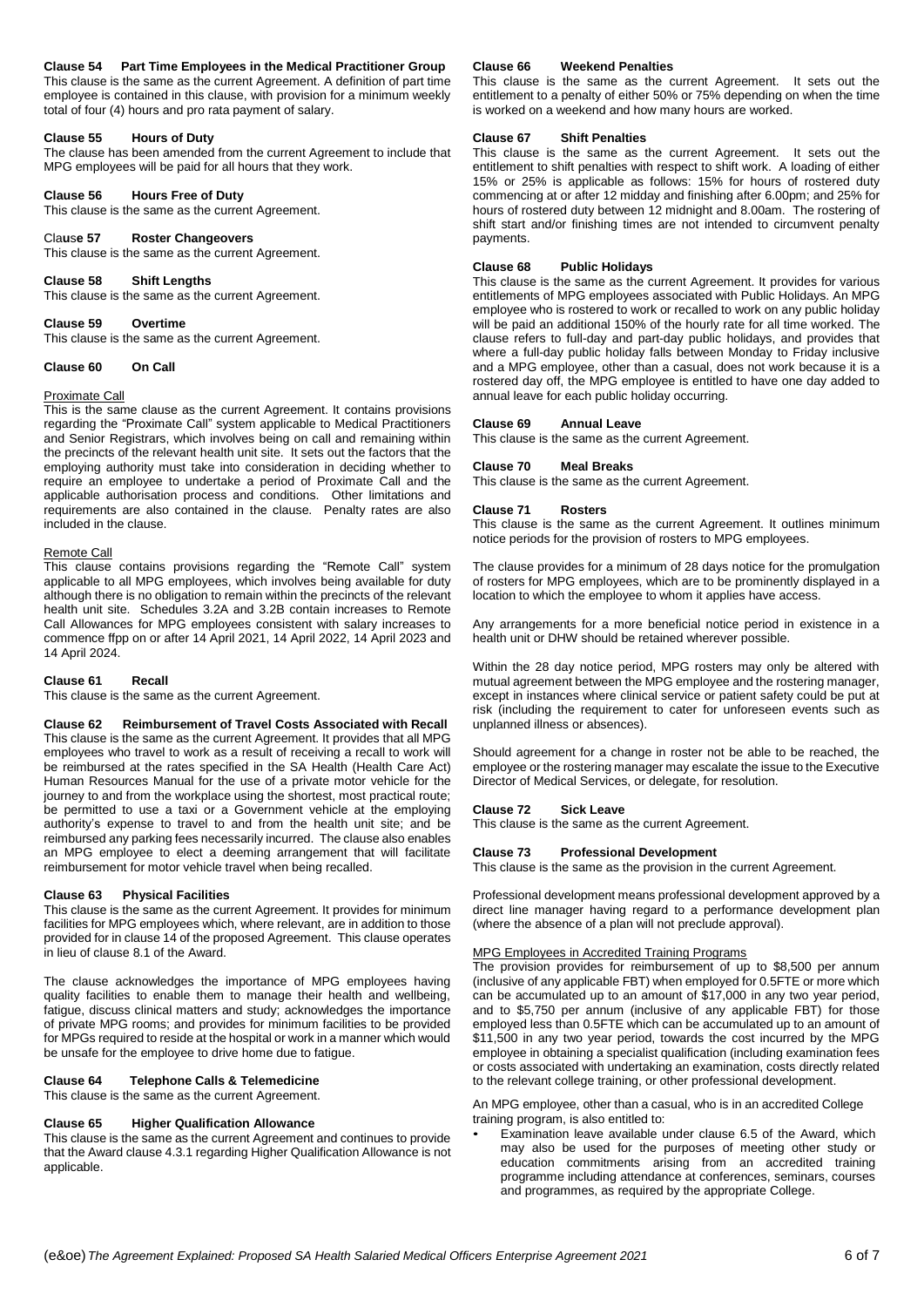**Clause 54 Part Time Employees in the Medical Practitioner Group**

This clause is the same as the current Agreement. A definition of part time employee is contained in this clause, with provision for a minimum weekly total of four (4) hours and pro rata payment of salary.

**Clause 55 Hours of Duty**

The clause has been amended from the current Agreement to include that MPG employees will be paid for all hours that they work.

**Clause 56 Hours Free of Duty**

This clause is the same as the current Agreement.

**Clause 57 Roster Changeovers**

This clause is the same as the current Agreement.

**Clause 58 Shift Lengths**

This clause is the same as the current Agreement.

**Clause 59 Overtime**

This clause is the same as the current Agreement.

**Clause 60 On Call**

Proximate Call

This is the same clause as the current Agreement. It contains provisions regarding the "Proximate Call" system applicable to Medical Practitioners and Senior Registrars, which involves being on call and remaining within the precincts of the relevant health unit site. It sets out the factors that the employing authority must take into consideration in deciding whether to require an employee to undertake a period of Proximate Call and the applicable authorisation process and conditions. Other limitations and requirements are also contained in the clause. Penalty rates are also included in the clause.

Remote Call

This clause contains provisions regarding the "Remote Call" system applicable to all MPG employees, which involves being available for duty although there is no obligation to remain within the precincts of the relevant health unit site. Schedules 3.2A and 3.2B contain increases to Remote Call Allowances for MPG employees consistent with salary increases to commence ffpp on or after 14 April 2021, 14 April 2022, 14 April 2023 and 14 April 2024.

**Clause 61 Recall**

This clause is the same as the current Agreement.

**Clause 62 Reimbursement of Travel Costs Associated with Recall**

This clause is the same as the current Agreement. It provides that all MPG employees who travel to work as a result of receiving a recall to work will be reimbursed at the rates specified in the SA Health (Health Care Act) Human Resources Manual for the use of a private motor vehicle for the journey to and from the workplace using the shortest, most practical route; be permitted to use a taxi or a Government vehicle at the employing authority's expense to travel to and from the health unit site; and be reimbursed any parking fees necessarily incurred. The clause also enables an MPG employee to elect a deeming arrangement that will facilitate reimbursement for motor vehicle travel when being recalled.

**Clause 63 Physical Facilities**

This clause is the same as the current Agreement. It provides for minimum facilities for MPG employees which, where relevant, are in addition to those provided for in clause 14 of the proposed Agreement. This clause operates in lieu of clause 8.1 of the Award.

The clause acknowledges the importance of MPG employees having quality facilities to enable them to manage their health and wellbeing, fatigue, discuss clinical matters and study; acknowledges the importance of private MPG rooms; and provides for minimum facilities to be provided for MPGs required to reside at the hospital or work in a manner which would be unsafe for the employee to drive home due to fatigue.

**Clause 64 Telephone Calls & Telemedicine**

This clause is the same as the current Agreement.

**Clause 65 Higher Qualification Allowance**

This clause is the same as the current Agreement and continues to provide that the Award clause 4.3.1 regarding Higher Qualification Allowance is not applicable.

**Clause 66 Weekend Penalties**

This clause is the same as the current Agreement. It sets out the entitlement to a penalty of either 50% or 75% depending on when the time is worked on a weekend and how many hours are worked.

**Clause 67 Shift Penalties**

This clause is the same as the current Agreement. It sets out the entitlement to shift penalties with respect to shift work. A loading of either 15% or 25% is applicable as follows: 15% for hours of rostered duty commencing at or after 12 midday and finishing after 6.00pm; and 25% for hours of rostered duty between 12 midnight and 8.00am. The rostering of shift start and/or finishing times are not intended to circumvent penalty payments.

**Clause 68 Public Holidays**

This clause is the same as the current Agreement. It provides for various entitlements of MPG employees associated with Public Holidays. An MPG employee who is rostered to work or recalled to work on any public holiday will be paid an additional 150% of the hourly rate for all time worked. The clause refers to full-day and part-day public holidays, and provides that where a full-day public holiday falls between Monday to Friday inclusive and a MPG employee, other than a casual, does not work because it is a rostered day off, the MPG employee is entitled to have one day added to annual leave for each public holiday occurring.

**Clause 69 Annual Leave**

This clause is the same as the current Agreement.

**Clause 70 Meal Breaks**

This clause is the same as the current Agreement.

**Clause 71 Rosters**

This clause is the same as the current Agreement. It outlines minimum notice periods for the provision of rosters to MPG employees.

The clause provides for a minimum of 28 days notice for the promulgation of rosters for MPG employees, which are to be prominently displayed in a location to which the employee to whom it applies have access.

Any arrangements for a more beneficial notice period in existence in a health unit or DHW should be retained wherever possible.

Within the 28 day notice period, MPG rosters may only be altered with mutual agreement between the MPG employee and the rostering manager, except in instances where clinical service or patient safety could be put at risk (including the requirement to cater for unforeseen events such as unplanned illness or absences).

Should agreement for a change in roster not be able to be reached, the employee or the rostering manager may escalate the issue to the Executive Director of Medical Services, or delegate, for resolution.

**Clause 72 Sick Leave**

This clause is the same as the current Agreement.

**Clause 73 Professional Development**

This clause is the same as the provision in the current Agreement.

Professional development means professional development approved by a direct line manager having regard to a performance development plan (where the absence of a plan will not preclude approval).

MPG Employees in Accredited Training Programs

The provision provides for reimbursement of up to $8,500 per annum (inclusive of any applicable FBT) when employed for 0.5FTE or more which can be accumulated up to an amount of $17,000 in any two year period, and to $5,750 per annum (inclusive of any applicable FBT) for those employed less than 0.5FTE which can be accumulated up to an amount of $11,500 in any two year period, towards the cost incurred by the MPG employee in obtaining a specialist qualification (including examination fees or costs associated with undertaking an examination, costs directly related to the relevant college training, or other professional development.

An MPG employee, other than a casual, who is in an accredited College training program, is also entitled to:

- Examination leave available under clause 6.5 of the Award, which may also be used for the purposes of meeting other study or education commitments arising from an accredited training programme including attendance at conferences, seminars, courses and programmes, as required by the appropriate College.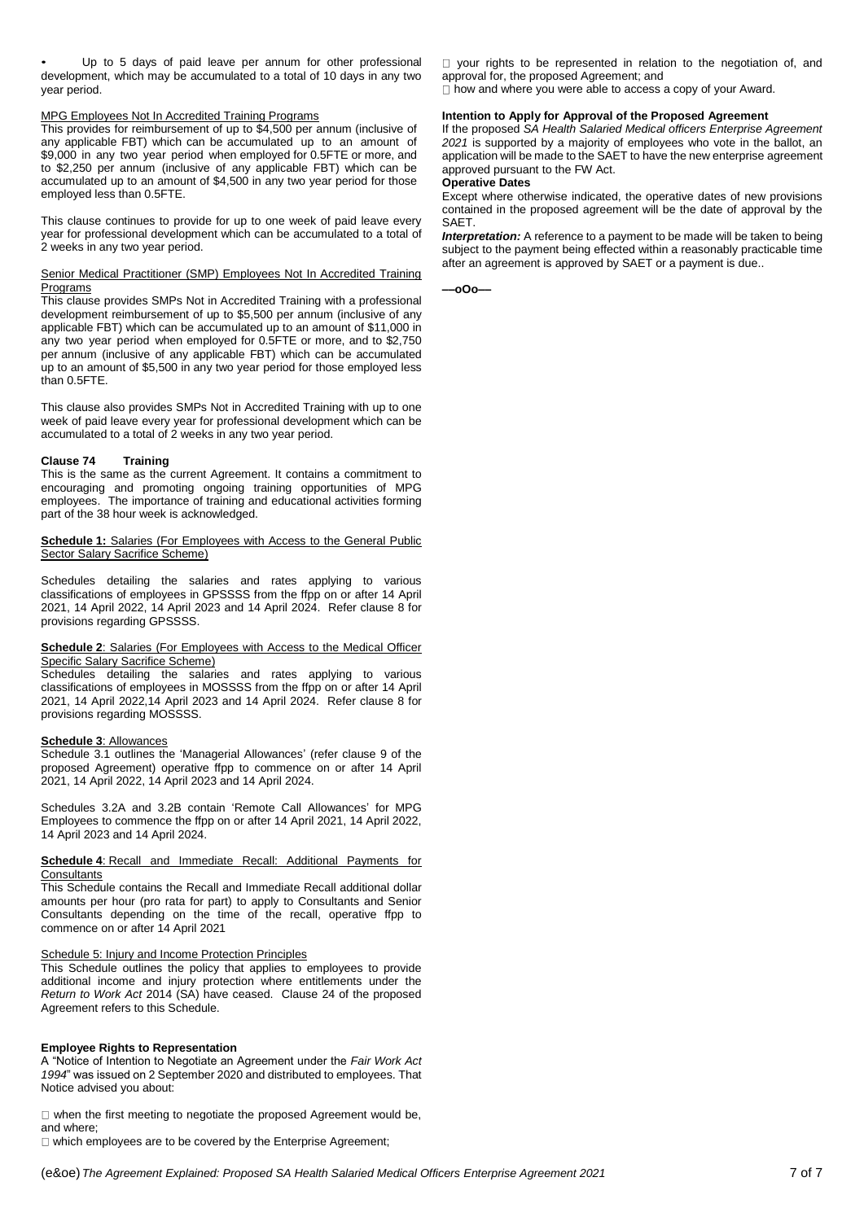- Up to 5 days of paid leave per annum for other professional development, which may be accumulated to a total of 10 days in any two year period.

MPG Employees Not In Accredited Training Programs

This provides for reimbursement of up to $4,500 per annum (inclusive of any applicable FBT) which can be accumulated up to an amount of $9,000 in any two year period when employed for 0.5FTE or more, and to $2,250 per annum (inclusive of any applicable FBT) which can be accumulated up to an amount of $4,500 in any two year period for those employed less than 0.5FTE.

This clause continues to provide for up to one week of paid leave every year for professional development which can be accumulated to a total of 2 weeks in any two year period.

Senior Medical Practitioner (SMP) Employees Not In Accredited Training Programs

This clause provides SMPs Not in Accredited Training with a professional development reimbursement of up to $5,500 per annum (inclusive of any applicable FBT) which can be accumulated up to an amount of $11,000 in any two year period when employed for 0.5FTE or more, and to $2,750 per annum (inclusive of any applicable FBT) which can be accumulated up to an amount of $5,500 in any two year period for those employed less than 0.5FTE.

This clause also provides SMPs Not in Accredited Training with up to one week of paid leave every year for professional development which can be accumulated to a total of 2 weeks in any two year period.

**Clause 74 Training**

This is the same as the current Agreement. It contains a commitment to encouraging and promoting ongoing training opportunities of MPG employees. The importance of training and educational activities forming part of the 38 hour week is acknowledged.

**Schedule 1:** Salaries (For Employees with Access to the General Public Sector Salary Sacrifice Scheme)

Schedules detailing the salaries and rates applying to various classifications of employees in GPSSSS from the ffpp on or after 14 April 2021, 14 April 2022, 14 April 2023 and 14 April 2024. Refer clause 8 for provisions regarding GPSSSS.

**Schedule 2**: Salaries (For Employees with Access to the Medical Officer Specific Salary Sacrifice Scheme)

Schedules detailing the salaries and rates applying to various classifications of employees in MOSSSS from the ffpp on or after 14 April 2021, 14 April 2022,14 April 2023 and 14 April 2024. Refer clause 8 for provisions regarding MOSSSS.

**Schedule 3**: Allowances

Schedule 3.1 outlines the 'Managerial Allowances' (refer clause 9 of the proposed Agreement) operative ffpp to commence on or after 14 April 2021, 14 April 2022, 14 April 2023 and 14 April 2024.

Schedules 3.2A and 3.2B contain 'Remote Call Allowances' for MPG Employees to commence the ffpp on or after 14 April 2021, 14 April 2022, 14 April 2023 and 14 April 2024.

**Schedule 4**: Recall and Immediate Recall: Additional Payments for Consultants

This Schedule contains the Recall and Immediate Recall additional dollar amounts per hour (pro rata for part) to apply to Consultants and Senior Consultants depending on the time of the recall, operative ffpp to commence on or after 14 April 2021

Schedule 5: Injury and Income Protection Principles

This Schedule outlines the policy that applies to employees to provide additional income and injury protection where entitlements under the *Return to Work Act* 2014 (SA) have ceased. Clause 24 of the proposed Agreement refers to this Schedule.

**Employee Rights to Representation**

A "Notice of Intention to Negotiate an Agreement under the *Fair Work Act 1994*" was issued on 2 September 2020 and distributed to employees. That Notice advised you about:

- when the first meeting to negotiate the proposed Agreement would be, and where;
- which employees are to be covered by the Enterprise Agreement;
- your rights to be represented in relation to the negotiation of, and approval for, the proposed Agreement; and
- how and where you were able to access a copy of your Award.

**Intention to Apply for Approval of the Proposed Agreement**

If the proposed *SA Health Salaried Medical officers Enterprise Agreement 2021* is supported by a majority of employees who vote in the ballot, an application will be made to the SAET to have the new enterprise agreement approved pursuant to the FW Act.

**Operative Dates**

Except where otherwise indicated, the operative dates of new provisions contained in the proposed agreement will be the date of approval by the SAET.

***Interpretation:*** A reference to a payment to be made will be taken to being subject to the payment being effected within a reasonably practicable time after an agreement is approved by SAET or a payment is due..

**—oOo—**